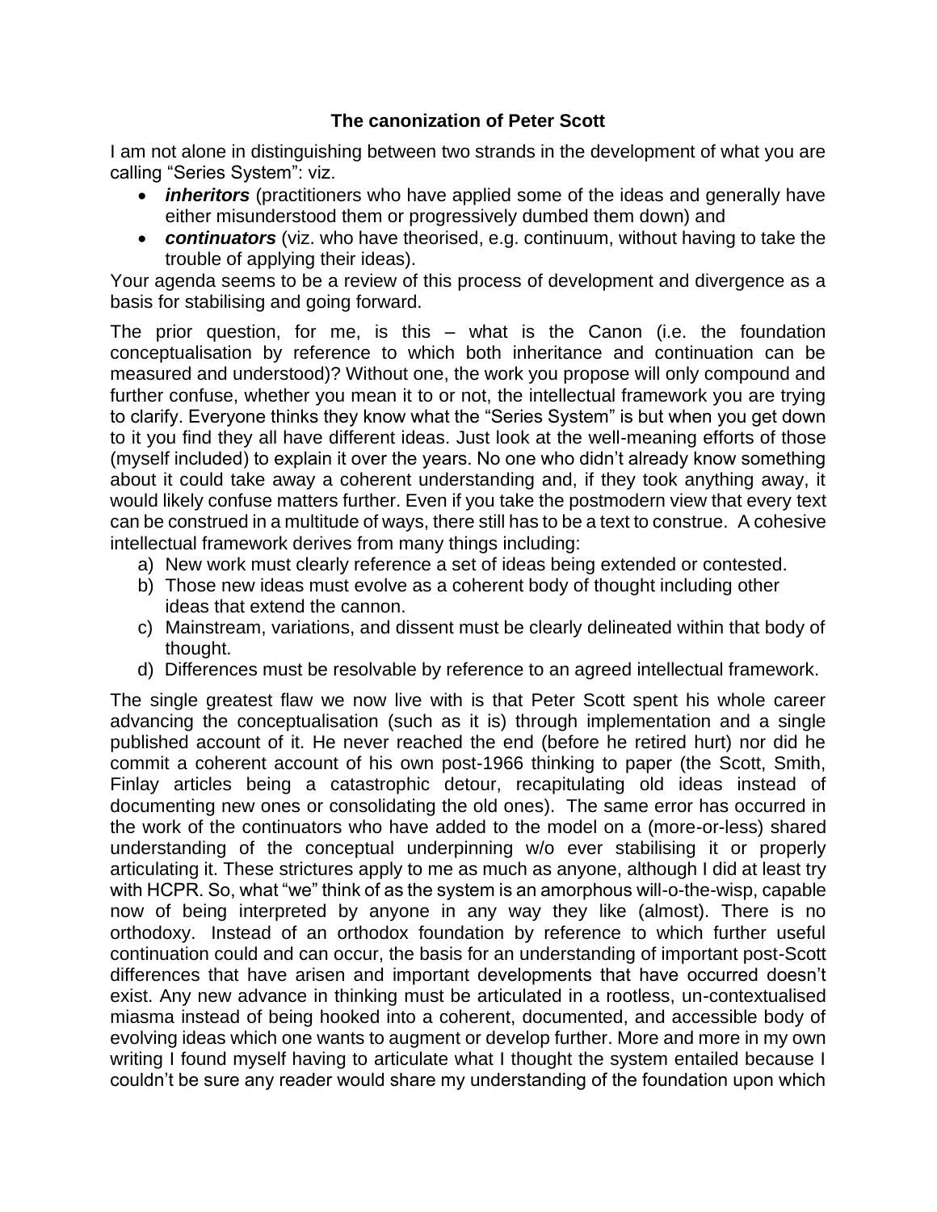# The canonization of Peter Scott

I am not alone in distinguishing between two strands in the development of what you are calling "Series System": viz.

- ***inheritors*** (practitioners who have applied some of the ideas and generally have either misunderstood them or progressively dumbed them down) and
- ***continuators*** (viz. who have theorised, e.g. continuum, without having to take the trouble of applying their ideas).

Your agenda seems to be a review of this process of development and divergence as a basis for stabilising and going forward.

The prior question, for me, is this – what is the Canon (i.e. the foundation conceptualisation by reference to which both inheritance and continuation can be measured and understood)? Without one, the work you propose will only compound and further confuse, whether you mean it to or not, the intellectual framework you are trying to clarify. Everyone thinks they know what the "Series System" is but when you get down to it you find they all have different ideas. Just look at the well-meaning efforts of those (myself included) to explain it over the years. No one who didn't already know something about it could take away a coherent understanding and, if they took anything away, it would likely confuse matters further. Even if you take the postmodern view that every text can be construed in a multitude of ways, there still has to be a text to construe. A cohesive intellectual framework derives from many things including:

a) New work must clearly reference a set of ideas being extended or contested.
b) Those new ideas must evolve as a coherent body of thought including other ideas that extend the cannon.
c) Mainstream, variations, and dissent must be clearly delineated within that body of thought.
d) Differences must be resolvable by reference to an agreed intellectual framework.

The single greatest flaw we now live with is that Peter Scott spent his whole career advancing the conceptualisation (such as it is) through implementation and a single published account of it. He never reached the end (before he retired hurt) nor did he commit a coherent account of his own post-1966 thinking to paper (the Scott, Smith, Finlay articles being a catastrophic detour, recapitulating old ideas instead of documenting new ones or consolidating the old ones). The same error has occurred in the work of the continuators who have added to the model on a (more-or-less) shared understanding of the conceptual underpinning w/o ever stabilising it or properly articulating it. These strictures apply to me as much as anyone, although I did at least try with HCPR. So, what "we" think of as the system is an amorphous will-o-the-wisp, capable now of being interpreted by anyone in any way they like (almost). There is no orthodoxy. Instead of an orthodox foundation by reference to which further useful continuation could and can occur, the basis for an understanding of important post-Scott differences that have arisen and important developments that have occurred doesn't exist. Any new advance in thinking must be articulated in a rootless, un-contextualised miasma instead of being hooked into a coherent, documented, and accessible body of evolving ideas which one wants to augment or develop further. More and more in my own writing I found myself having to articulate what I thought the system entailed because I couldn't be sure any reader would share my understanding of the foundation upon which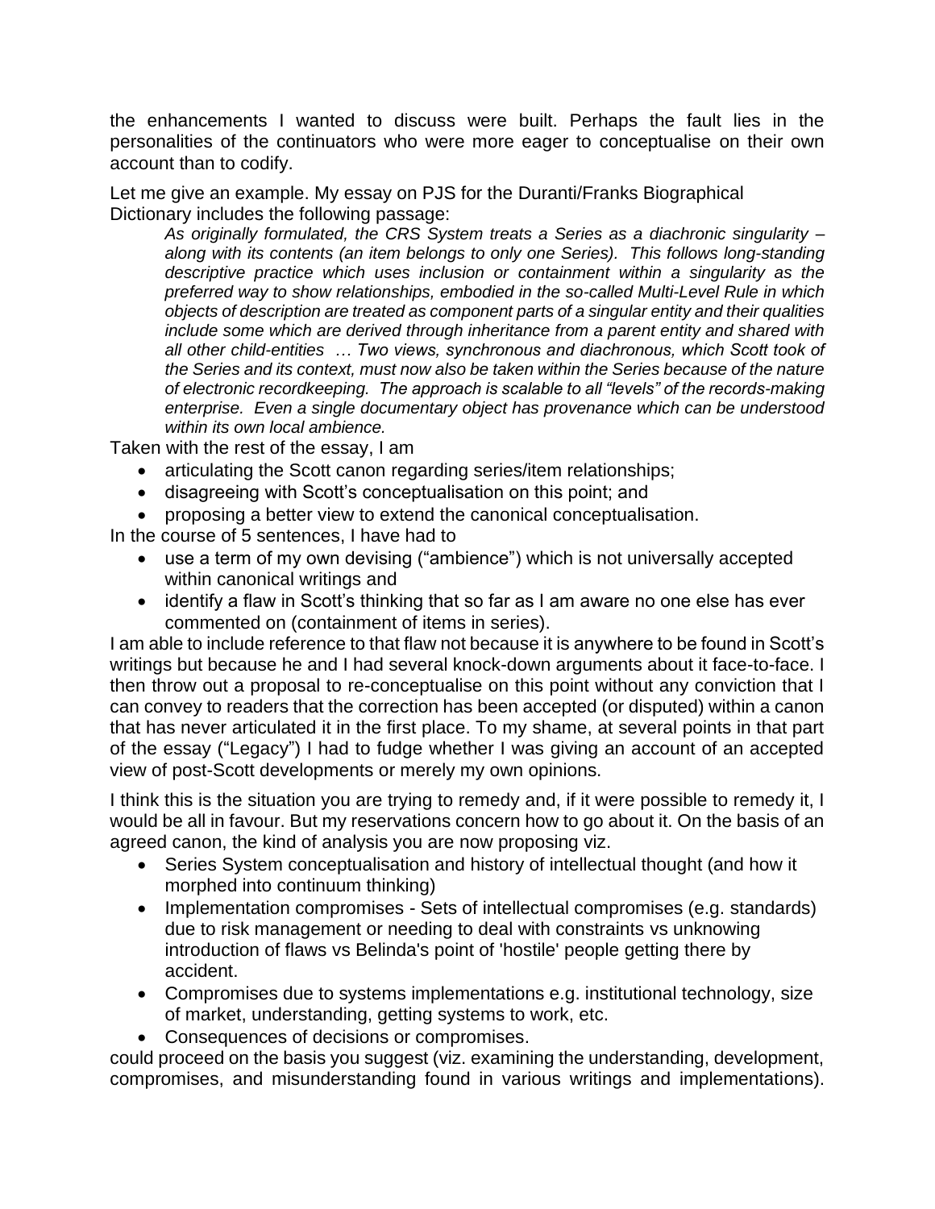the enhancements I wanted to discuss were built. Perhaps the fault lies in the personalities of the continuators who were more eager to conceptualise on their own account than to codify.

Let me give an example. My essay on PJS for the Duranti/Franks Biographical Dictionary includes the following passage:

> *As originally formulated, the CRS System treats a Series as a diachronic singularity – along with its contents (an item belongs to only one Series). This follows long-standing descriptive practice which uses inclusion or containment within a singularity as the preferred way to show relationships, embodied in the so-called Multi-Level Rule in which objects of description are treated as component parts of a singular entity and their qualities include some which are derived through inheritance from a parent entity and shared with all other child-entities … Two views, synchronous and diachronous, which Scott took of the Series and its context, must now also be taken within the Series because of the nature of electronic recordkeeping. The approach is scalable to all "levels" of the records-making enterprise. Even a single documentary object has provenance which can be understood within its own local ambience.*

Taken with the rest of the essay, I am

- articulating the Scott canon regarding series/item relationships;
- disagreeing with Scott's conceptualisation on this point; and
- proposing a better view to extend the canonical conceptualisation.

In the course of 5 sentences, I have had to

- use a term of my own devising ("ambience") which is not universally accepted within canonical writings and
- identify a flaw in Scott's thinking that so far as I am aware no one else has ever commented on (containment of items in series).

I am able to include reference to that flaw not because it is anywhere to be found in Scott's writings but because he and I had several knock-down arguments about it face-to-face. I then throw out a proposal to re-conceptualise on this point without any conviction that I can convey to readers that the correction has been accepted (or disputed) within a canon that has never articulated it in the first place. To my shame, at several points in that part of the essay ("Legacy") I had to fudge whether I was giving an account of an accepted view of post-Scott developments or merely my own opinions.

I think this is the situation you are trying to remedy and, if it were possible to remedy it, I would be all in favour. But my reservations concern how to go about it. On the basis of an agreed canon, the kind of analysis you are now proposing viz.

- Series System conceptualisation and history of intellectual thought (and how it morphed into continuum thinking)
- Implementation compromises - Sets of intellectual compromises (e.g. standards) due to risk management or needing to deal with constraints vs unknowing introduction of flaws vs Belinda's point of 'hostile' people getting there by accident.
- Compromises due to systems implementations e.g. institutional technology, size of market, understanding, getting systems to work, etc.
- Consequences of decisions or compromises.

could proceed on the basis you suggest (viz. examining the understanding, development, compromises, and misunderstanding found in various writings and implementations).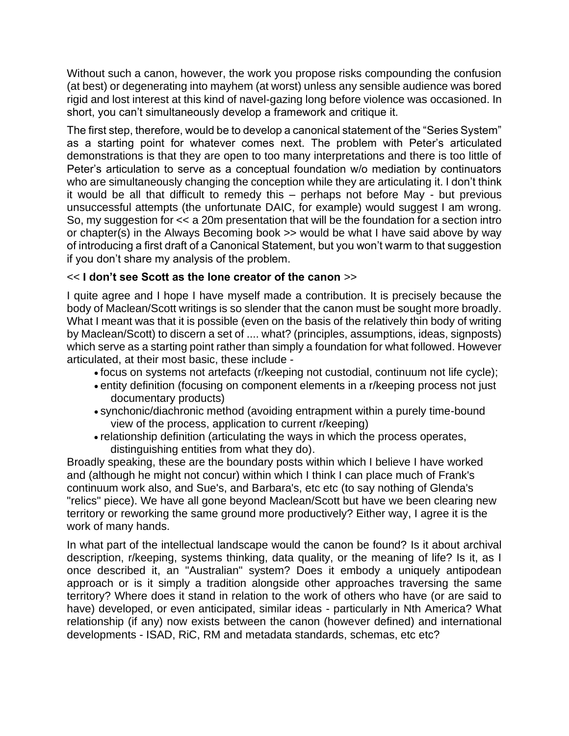Without such a canon, however, the work you propose risks compounding the confusion (at best) or degenerating into mayhem (at worst) unless any sensible audience was bored rigid and lost interest at this kind of navel-gazing long before violence was occasioned. In short, you can't simultaneously develop a framework and critique it.

The first step, therefore, would be to develop a canonical statement of the "Series System" as a starting point for whatever comes next. The problem with Peter's articulated demonstrations is that they are open to too many interpretations and there is too little of Peter's articulation to serve as a conceptual foundation w/o mediation by continuators who are simultaneously changing the conception while they are articulating it. I don't think it would be all that difficult to remedy this – perhaps not before May - but previous unsuccessful attempts (the unfortunate DAIC, for example) would suggest I am wrong. So, my suggestion for << a 20m presentation that will be the foundation for a section intro or chapter(s) in the Always Becoming book >> would be what I have said above by way of introducing a first draft of a Canonical Statement, but you won't warm to that suggestion if you don't share my analysis of the problem.

<< **I don't see Scott as the lone creator of the canon** >>

I quite agree and I hope I have myself made a contribution. It is precisely because the body of Maclean/Scott writings is so slender that the canon must be sought more broadly. What I meant was that it is possible (even on the basis of the relatively thin body of writing by Maclean/Scott) to discern a set of .... what? (principles, assumptions, ideas, signposts) which serve as a starting point rather than simply a foundation for what followed. However articulated, at their most basic, these include -

- focus on systems not artefacts (r/keeping not custodial, continuum not life cycle);
- entity definition (focusing on component elements in a r/keeping process not just documentary products)
- synchonic/diachronic method (avoiding entrapment within a purely time-bound view of the process, application to current r/keeping)
- relationship definition (articulating the ways in which the process operates, distinguishing entities from what they do).

Broadly speaking, these are the boundary posts within which I believe I have worked and (although he might not concur) within which I think I can place much of Frank's continuum work also, and Sue's, and Barbara's, etc etc (to say nothing of Glenda's "relics" piece). We have all gone beyond Maclean/Scott but have we been clearing new territory or reworking the same ground more productively? Either way, I agree it is the work of many hands.

In what part of the intellectual landscape would the canon be found? Is it about archival description, r/keeping, systems thinking, data quality, or the meaning of life? Is it, as I once described it, an "Australian" system? Does it embody a uniquely antipodean approach or is it simply a tradition alongside other approaches traversing the same territory? Where does it stand in relation to the work of others who have (or are said to have) developed, or even anticipated, similar ideas - particularly in Nth America? What relationship (if any) now exists between the canon (however defined) and international developments - ISAD, RiC, RM and metadata standards, schemas, etc etc?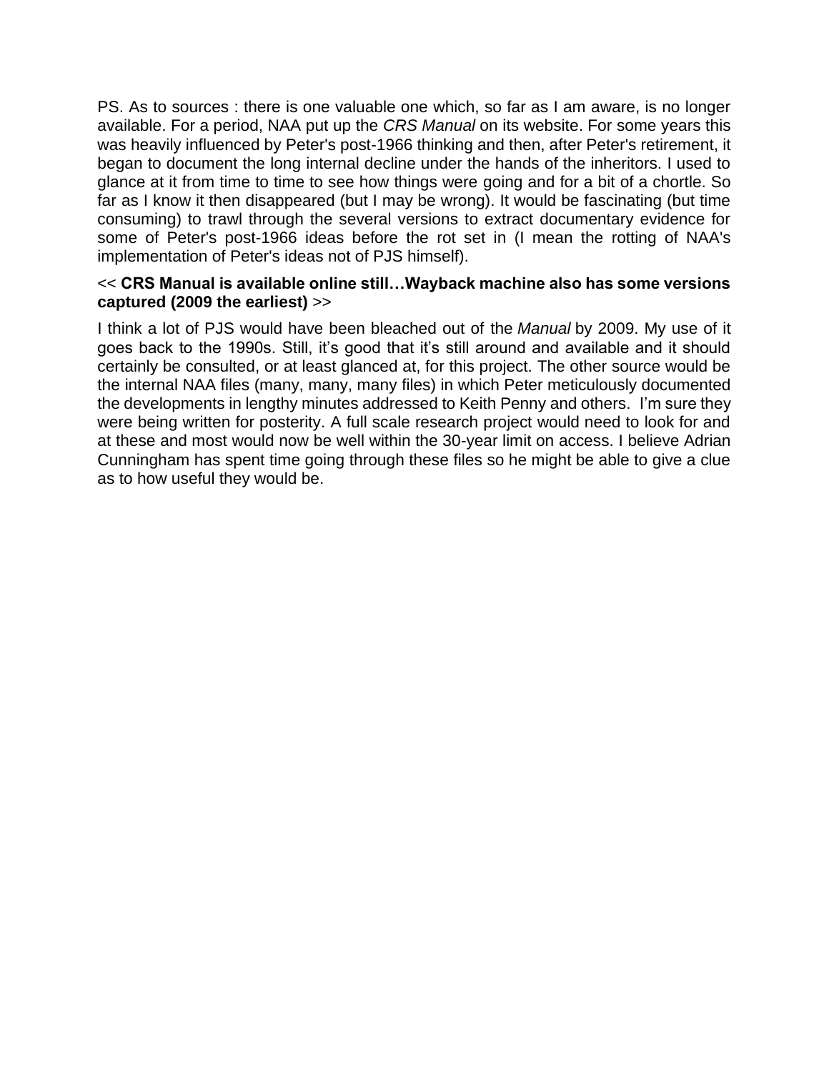PS. As to sources : there is one valuable one which, so far as I am aware, is no longer available. For a period, NAA put up the *CRS Manual* on its website. For some years this was heavily influenced by Peter's post-1966 thinking and then, after Peter's retirement, it began to document the long internal decline under the hands of the inheritors. I used to glance at it from time to time to see how things were going and for a bit of a chortle. So far as I know it then disappeared (but I may be wrong). It would be fascinating (but time consuming) to trawl through the several versions to extract documentary evidence for some of Peter's post-1966 ideas before the rot set in (I mean the rotting of NAA's implementation of Peter's ideas not of PJS himself).

<< **CRS Manual is available online still…Wayback machine also has some versions captured (2009 the earliest)** >>

I think a lot of PJS would have been bleached out of the *Manual* by 2009. My use of it goes back to the 1990s. Still, it's good that it's still around and available and it should certainly be consulted, or at least glanced at, for this project. The other source would be the internal NAA files (many, many, many files) in which Peter meticulously documented the developments in lengthy minutes addressed to Keith Penny and others. I'm sure they were being written for posterity. A full scale research project would need to look for and at these and most would now be well within the 30-year limit on access. I believe Adrian Cunningham has spent time going through these files so he might be able to give a clue as to how useful they would be.